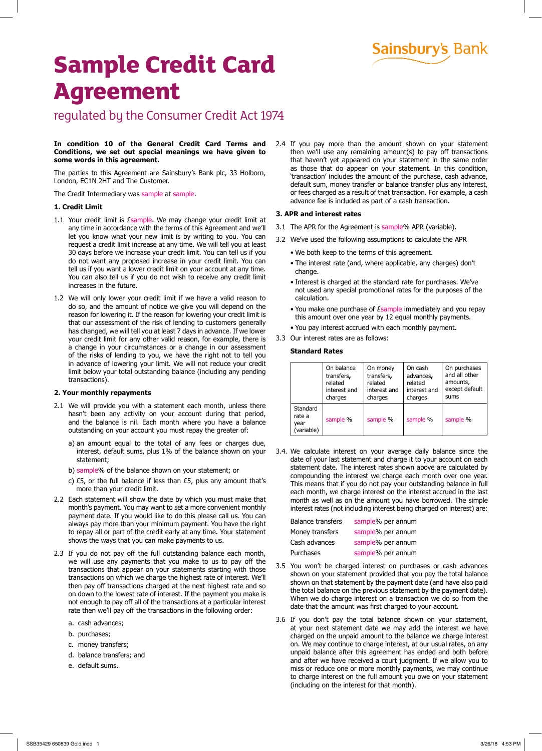Sainsbury's Bank

# Sample Credit Card Agreement

## regulated by the Consumer Credit Act 1974

**In condition 10 of the General Credit Card Terms and Conditions, we set out special meanings we have given to some words in this agreement.**

The parties to this Agreement are Sainsbury's Bank plc, 33 Holborn, London, EC1N 2HT and The Customer.

The Credit Intermediary was sample at sample.

### 1. Credit Limit

1.1 Your credit limit is £sample. We may change your credit limit at any time in accordance with the terms of this Agreement and we'll let you know what your new limit is by writing to you. You can request a credit limit increase at any time. We will tell you at least 30 days before we increase your credit limit. You can tell us if you do not want any proposed increase in your credit limit. You can tell us if you want a lower credit limit on your account at any time. You can also tell us if you do not wish to receive any credit limit increases in the future.

1.2 We will only lower your credit limit if we have a valid reason to do so, and the amount of notice we give you will depend on the reason for lowering it. If the reason for lowering your credit limit is that our assessment of the risk of lending to customers generally has changed, we will tell you at least 7 days in advance. If we lower your credit limit for any other valid reason, for example, there is a change in your circumstances or a change in our assessment of the risks of lending to you, we have the right not to tell you in advance of lowering your limit. We will not reduce your credit limit below your total outstanding balance (including any pending transactions).

### 2. Your monthly repayments

2.1 We will provide you with a statement each month, unless there hasn't been any activity on your account during that period, and the balance is nil. Each month where you have a balance outstanding on your account you must repay the greater of:

a) an amount equal to the total of any fees or charges due, interest, default sums, plus 1% of the balance shown on your statement;

b) sample% of the balance shown on your statement; or

c) £5, or the full balance if less than £5, plus any amount that's more than your credit limit.

2.2 Each statement will show the date by which you must make that month's payment. You may want to set a more convenient monthly payment date. If you would like to do this please call us. You can always pay more than your minimum payment. You have the right to repay all or part of the credit early at any time. Your statement shows the ways that you can make payments to us.

2.3 If you do not pay off the full outstanding balance each month, we will use any payments that you make to us to pay off the transactions that appear on your statements starting with those transactions on which we charge the highest rate of interest. We'll then pay off transactions charged at the next highest rate and so on down to the lowest rate of interest. If the payment you make is not enough to pay off all of the transactions at a particular interest rate then we'll pay off the transactions in the following order:

a. cash advances;

b. purchases;

c. money transfers;

d. balance transfers; and

e. default sums.

2.4 If you pay more than the amount shown on your statement then we'll use any remaining amount(s) to pay off transactions that haven't yet appeared on your statement in the same order as those that do appear on your statement. In this condition, 'transaction' includes the amount of the purchase, cash advance, default sum, money transfer or balance transfer plus any interest, or fees charged as a result of that transaction. For example, a cash advance fee is included as part of a cash transaction.

### 3. APR and interest rates

3.1 The APR for the Agreement is sample% APR (variable).

3.2 We've used the following assumptions to calculate the APR

- We both keep to the terms of this agreement.
- The interest rate (and, where applicable, any charges) don't change.
- Interest is charged at the standard rate for purchases. We've not used any special promotional rates for the purposes of the calculation.
- You make one purchase of £sample immediately and you repay this amount over one year by 12 equal monthly payments.
- You pay interest accrued with each monthly payment.

3.3 Our interest rates are as follows:

**Standard Rates**

| | On balance transfers, related interest and charges | On money transfers, related interest and charges | On cash advances, related interest and charges | On purchases and all other amounts, except default sums |
|---|---|---|---|---|
| Standard rate a year (variable) | sample % | sample % | sample % | sample % |

3.4. We calculate interest on your average daily balance since the date of your last statement and charge it to your account on each statement date. The interest rates shown above are calculated by compounding the interest we charge each month over one year. This means that if you do not pay your outstanding balance in full each month, we charge interest on the interest accrued in the last month as well as on the amount you have borrowed. The simple interest rates (not including interest being charged on interest) are:

| | |
|---|---|
| Balance transfers | sample% per annum |
| Money transfers | sample% per annum |
| Cash advances | sample% per annum |
| Purchases | sample% per annum |

3.5 You won't be charged interest on purchases or cash advances shown on your statement provided that you pay the total balance shown on that statement by the payment date (and have also paid the total balance on the previous statement by the payment date). When we do charge interest on a transaction we do so from the date that the amount was first charged to your account.

3.6 If you don't pay the total balance shown on your statement, at your next statement date we may add the interest we have charged on the unpaid amount to the balance we charge interest on. We may continue to charge interest, at our usual rates, on any unpaid balance after this agreement has ended and both before and after we have received a court judgment. If we allow you to miss or reduce one or more monthly payments, we may continue to charge interest on the full amount you owe on your statement (including on the interest for that month).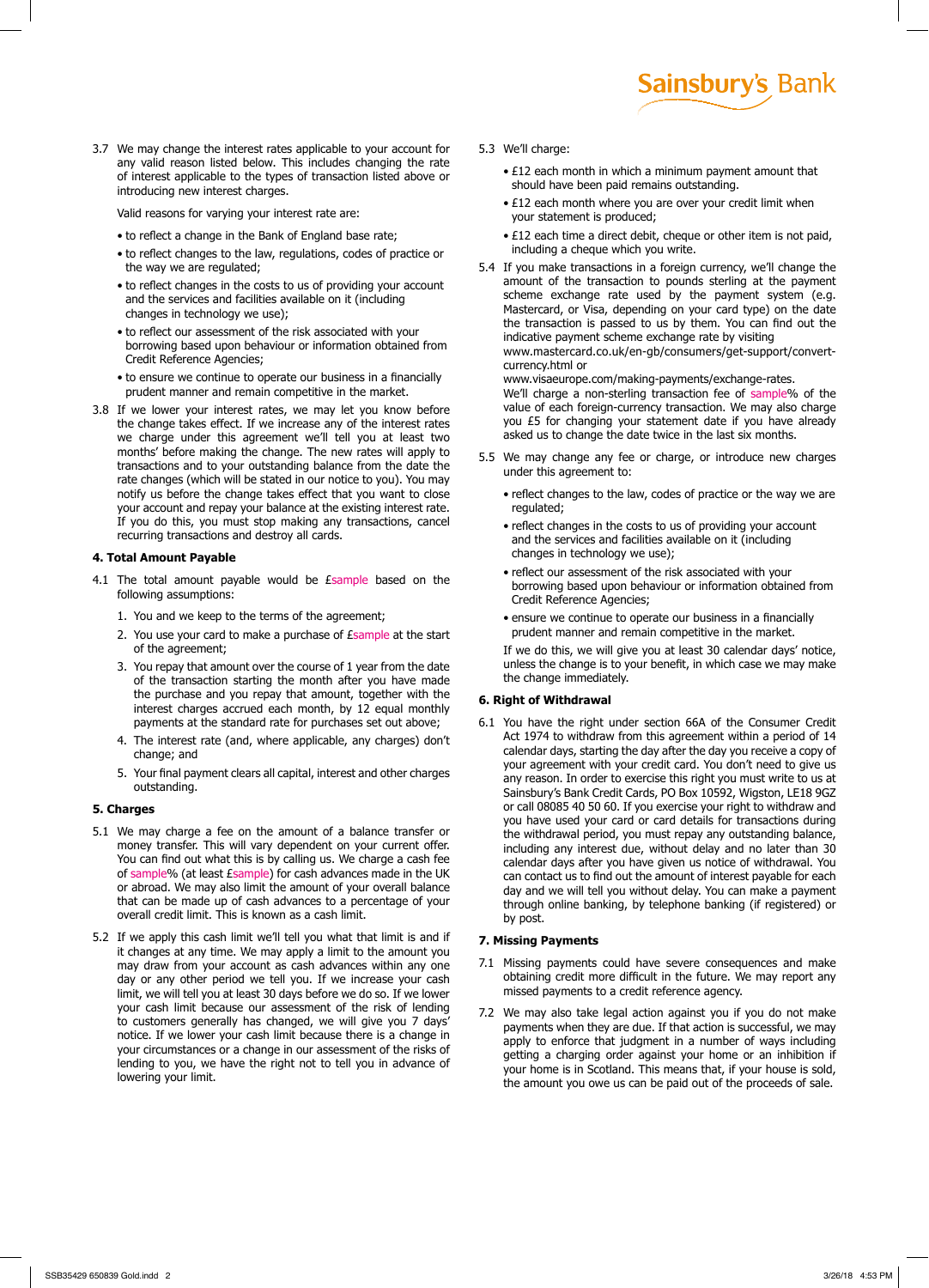3.7 We may change the interest rates applicable to your account for any valid reason listed below. This includes changing the rate of interest applicable to the types of transaction listed above or introducing new interest charges.

Valid reasons for varying your interest rate are:

- to reflect a change in the Bank of England base rate;
- to reflect changes to the law, regulations, codes of practice or the way we are regulated;
- to reflect changes in the costs to us of providing your account and the services and facilities available on it (including changes in technology we use);
- to reflect our assessment of the risk associated with your borrowing based upon behaviour or information obtained from Credit Reference Agencies;
- to ensure we continue to operate our business in a financially prudent manner and remain competitive in the market.

3.8 If we lower your interest rates, we may let you know before the change takes effect. If we increase any of the interest rates we charge under this agreement we'll tell you at least two months' before making the change. The new rates will apply to transactions and to your outstanding balance from the date the rate changes (which will be stated in our notice to you). You may notify us before the change takes effect that you want to close your account and repay your balance at the existing interest rate. If you do this, you must stop making any transactions, cancel recurring transactions and destroy all cards.

#### 4. Total Amount Payable

4.1 The total amount payable would be £sample based on the following assumptions:

1. You and we keep to the terms of the agreement;
2. You use your card to make a purchase of £sample at the start of the agreement;
3. You repay that amount over the course of 1 year from the date of the transaction starting the month after you have made the purchase and you repay that amount, together with the interest charges accrued each month, by 12 equal monthly payments at the standard rate for purchases set out above;
4. The interest rate (and, where applicable, any charges) don't change; and
5. Your final payment clears all capital, interest and other charges outstanding.

#### 5. Charges

5.1 We may charge a fee on the amount of a balance transfer or money transfer. This will vary dependent on your current offer. You can find out what this is by calling us. We charge a cash fee of sample% (at least £sample) for cash advances made in the UK or abroad. We may also limit the amount of your overall balance that can be made up of cash advances to a percentage of your overall credit limit. This is known as a cash limit.

5.2 If we apply this cash limit we'll tell you what that limit is and if it changes at any time. We may apply a limit to the amount you may draw from your account as cash advances within any one day or any other period we tell you. If we increase your cash limit, we will tell you at least 30 days before we do so. If we lower your cash limit because our assessment of the risk of lending to customers generally has changed, we will give you 7 days' notice. If we lower your cash limit because there is a change in your circumstances or a change in our assessment of the risks of lending to you, we have the right not to tell you in advance of lowering your limit.

5.3 We'll charge:

- £12 each month in which a minimum payment amount that should have been paid remains outstanding.
- £12 each month where you are over your credit limit when your statement is produced;
- £12 each time a direct debit, cheque or other item is not paid, including a cheque which you write.

5.4 If you make transactions in a foreign currency, we'll change the amount of the transaction to pounds sterling at the payment scheme exchange rate used by the payment system (e.g. Mastercard, or Visa, depending on your card type) on the date the transaction is passed to us by them. You can find out the indicative payment scheme exchange rate by visiting www.mastercard.co.uk/en-gb/consumers/get-support/convert-currency.html or www.visaeurope.com/making-payments/exchange-rates. We'll charge a non-sterling transaction fee of sample% of the value of each foreign-currency transaction. We may also charge you £5 for changing your statement date if you have already asked us to change the date twice in the last six months.

5.5 We may change any fee or charge, or introduce new charges under this agreement to:

- reflect changes to the law, codes of practice or the way we are regulated;
- reflect changes in the costs to us of providing your account and the services and facilities available on it (including changes in technology we use);
- reflect our assessment of the risk associated with your borrowing based upon behaviour or information obtained from Credit Reference Agencies;
- ensure we continue to operate our business in a financially prudent manner and remain competitive in the market.

If we do this, we will give you at least 30 calendar days' notice, unless the change is to your benefit, in which case we may make the change immediately.

#### 6. Right of Withdrawal

6.1 You have the right under section 66A of the Consumer Credit Act 1974 to withdraw from this agreement within a period of 14 calendar days, starting the day after the day you receive a copy of your agreement with your credit card. You don't need to give us any reason. In order to exercise this right you must write to us at Sainsbury's Bank Credit Cards, PO Box 10592, Wigston, LE18 9GZ or call 08085 40 50 60. If you exercise your right to withdraw and you have used your card or card details for transactions during the withdrawal period, you must repay any outstanding balance, including any interest due, without delay and no later than 30 calendar days after you have given us notice of withdrawal. You can contact us to find out the amount of interest payable for each day and we will tell you without delay. You can make a payment through online banking, by telephone banking (if registered) or by post.

#### 7. Missing Payments

7.1 Missing payments could have severe consequences and make obtaining credit more difficult in the future. We may report any missed payments to a credit reference agency.

7.2 We may also take legal action against you if you do not make payments when they are due. If that action is successful, we may apply to enforce that judgment in a number of ways including getting a charging order against your home or an inhibition if your home is in Scotland. This means that, if your house is sold, the amount you owe us can be paid out of the proceeds of sale.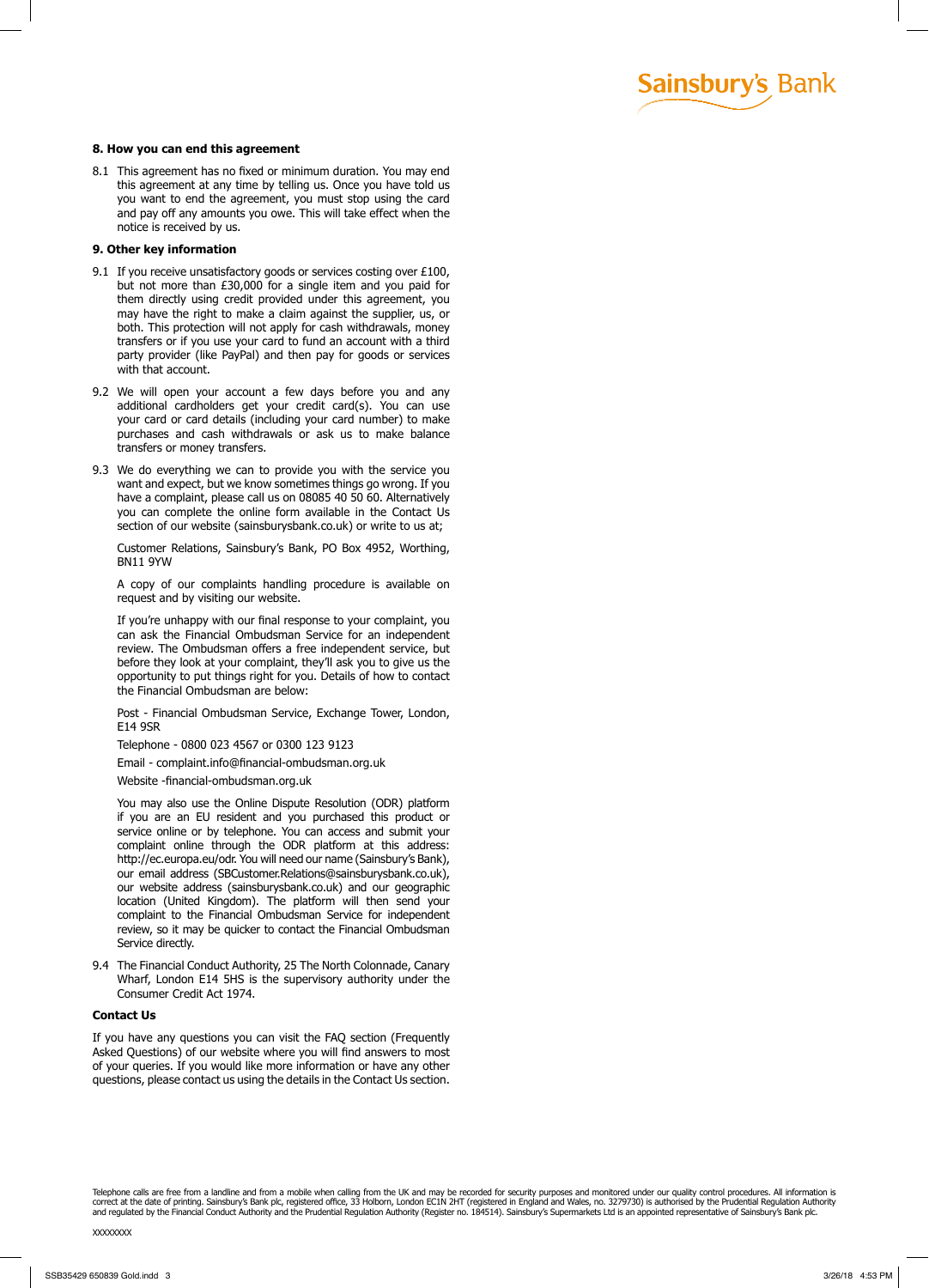Sainsbury's Bank

**8. How you can end this agreement**

8.1 This agreement has no fixed or minimum duration. You may end this agreement at any time by telling us. Once you have told us you want to end the agreement, you must stop using the card and pay off any amounts you owe. This will take effect when the notice is received by us.

**9. Other key information**

9.1 If you receive unsatisfactory goods or services costing over £100, but not more than £30,000 for a single item and you paid for them directly using credit provided under this agreement, you may have the right to make a claim against the supplier, us, or both. This protection will not apply for cash withdrawals, money transfers or if you use your card to fund an account with a third party provider (like PayPal) and then pay for goods or services with that account.

9.2 We will open your account a few days before you and any additional cardholders get your credit card(s). You can use your card or card details (including your card number) to make purchases and cash withdrawals or ask us to make balance transfers or money transfers.

9.3 We do everything we can to provide you with the service you want and expect, but we know sometimes things go wrong. If you have a complaint, please call us on 08085 40 50 60. Alternatively you can complete the online form available in the Contact Us section of our website (sainsburysbank.co.uk) or write to us at;

Customer Relations, Sainsbury's Bank, PO Box 4952, Worthing, BN11 9YW

A copy of our complaints handling procedure is available on request and by visiting our website.

If you're unhappy with our final response to your complaint, you can ask the Financial Ombudsman Service for an independent review. The Ombudsman offers a free independent service, but before they look at your complaint, they'll ask you to give us the opportunity to put things right for you. Details of how to contact the Financial Ombudsman are below:

Post - Financial Ombudsman Service, Exchange Tower, London, E14 9SR

Telephone - 0800 023 4567 or 0300 123 9123

Email - complaint.info@financial-ombudsman.org.uk

Website -financial-ombudsman.org.uk

You may also use the Online Dispute Resolution (ODR) platform if you are an EU resident and you purchased this product or service online or by telephone. You can access and submit your complaint online through the ODR platform at this address: http://ec.europa.eu/odr. You will need our name (Sainsbury's Bank), our email address (SBCustomer.Relations@sainsburysbank.co.uk), our website address (sainsburysbank.co.uk) and our geographic location (United Kingdom). The platform will then send your complaint to the Financial Ombudsman Service for independent review, so it may be quicker to contact the Financial Ombudsman Service directly.

9.4 The Financial Conduct Authority, 25 The North Colonnade, Canary Wharf, London E14 5HS is the supervisory authority under the Consumer Credit Act 1974.

**Contact Us**

If you have any questions you can visit the FAQ section (Frequently Asked Questions) of our website where you will find answers to most of your queries. If you would like more information or have any other questions, please contact us using the details in the Contact Us section.

Telephone calls are free from a landline and from a mobile when calling from the UK and may be recorded for security purposes and monitored under our quality control procedures. All information is correct at the date of printing. Sainsbury's Bank plc, registered office, 33 Holborn, London EC1N 2HT (registered in England and Wales, no. 3279730) is authorised by the Prudential Regulation Authority and regulated by the Financial Conduct Authority and the Prudential Regulation Authority (Register no. 184514). Sainsbury's Supermarkets Ltd is an appointed representative of Sainsbury's Bank plc.

XXXXXXXX